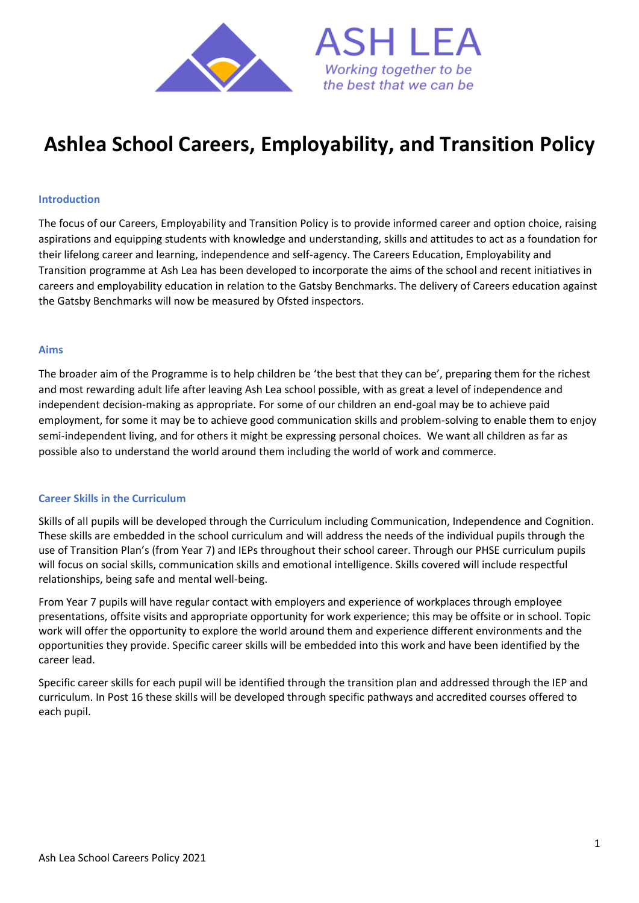ASH LEA

*Working together to be the best that we can be*

# Ashlea School Careers, Employability, and Transition Policy

## Introduction

The focus of our Careers, Employability and Transition Policy is to provide informed career and option choice, raising aspirations and equipping students with knowledge and understanding, skills and attitudes to act as a foundation for their lifelong career and learning, independence and self-agency. The Careers Education, Employability and Transition programme at Ash Lea has been developed to incorporate the aims of the school and recent initiatives in careers and employability education in relation to the Gatsby Benchmarks. The delivery of Careers education against the Gatsby Benchmarks will now be measured by Ofsted inspectors.

## Aims

The broader aim of the Programme is to help children be 'the best that they can be', preparing them for the richest and most rewarding adult life after leaving Ash Lea school possible, with as great a level of independence and independent decision-making as appropriate. For some of our children an end-goal may be to achieve paid employment, for some it may be to achieve good communication skills and problem-solving to enable them to enjoy semi-independent living, and for others it might be expressing personal choices. We want all children as far as possible also to understand the world around them including the world of work and commerce.

## Career Skills in the Curriculum

Skills of all pupils will be developed through the Curriculum including Communication, Independence and Cognition. These skills are embedded in the school curriculum and will address the needs of the individual pupils through the use of Transition Plan's (from Year 7) and IEPs throughout their school career. Through our PHSE curriculum pupils will focus on social skills, communication skills and emotional intelligence. Skills covered will include respectful relationships, being safe and mental well-being.

From Year 7 pupils will have regular contact with employers and experience of workplaces through employee presentations, offsite visits and appropriate opportunity for work experience; this may be offsite or in school. Topic work will offer the opportunity to explore the world around them and experience different environments and the opportunities they provide. Specific career skills will be embedded into this work and have been identified by the career lead.

Specific career skills for each pupil will be identified through the transition plan and addressed through the IEP and curriculum. In Post 16 these skills will be developed through specific pathways and accredited courses offered to each pupil.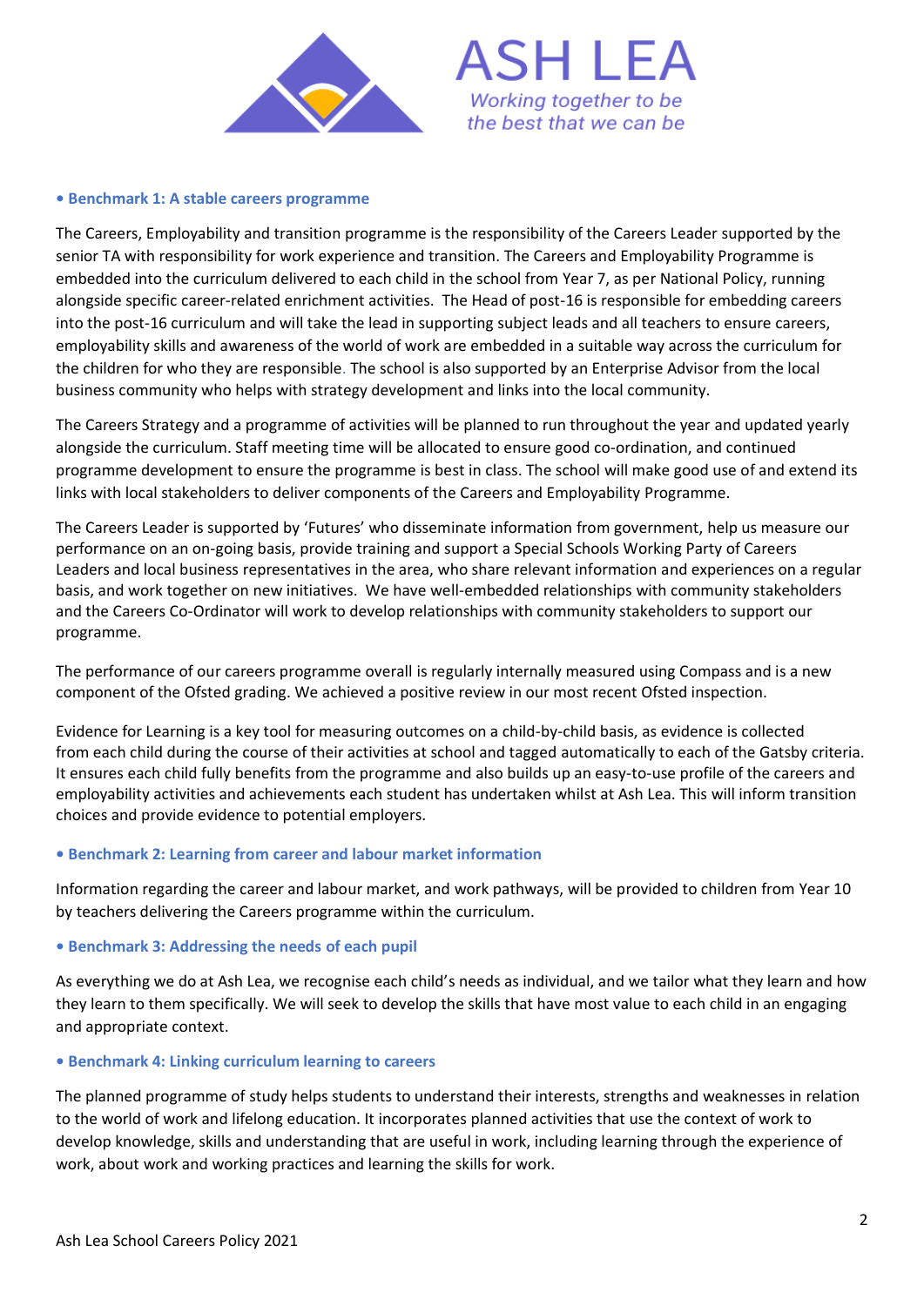**• Benchmark 1: A stable careers programme**

The Careers, Employability and transition programme is the responsibility of the Careers Leader supported by the senior TA with responsibility for work experience and transition. The Careers and Employability Programme is embedded into the curriculum delivered to each child in the school from Year 7, as per National Policy, running alongside specific career-related enrichment activities. The Head of post-16 is responsible for embedding careers into the post-16 curriculum and will take the lead in supporting subject leads and all teachers to ensure careers, employability skills and awareness of the world of work are embedded in a suitable way across the curriculum for the children for who they are responsible. The school is also supported by an Enterprise Advisor from the local business community who helps with strategy development and links into the local community.

The Careers Strategy and a programme of activities will be planned to run throughout the year and updated yearly alongside the curriculum. Staff meeting time will be allocated to ensure good co-ordination, and continued programme development to ensure the programme is best in class. The school will make good use of and extend its links with local stakeholders to deliver components of the Careers and Employability Programme.

The Careers Leader is supported by 'Futures' who disseminate information from government, help us measure our performance on an on-going basis, provide training and support a Special Schools Working Party of Careers Leaders and local business representatives in the area, who share relevant information and experiences on a regular basis, and work together on new initiatives. We have well-embedded relationships with community stakeholders and the Careers Co-Ordinator will work to develop relationships with community stakeholders to support our programme.

The performance of our careers programme overall is regularly internally measured using Compass and is a new component of the Ofsted grading. We achieved a positive review in our most recent Ofsted inspection.

Evidence for Learning is a key tool for measuring outcomes on a child-by-child basis, as evidence is collected from each child during the course of their activities at school and tagged automatically to each of the Gatsby criteria. It ensures each child fully benefits from the programme and also builds up an easy-to-use profile of the careers and employability activities and achievements each student has undertaken whilst at Ash Lea. This will inform transition choices and provide evidence to potential employers.

**• Benchmark 2: Learning from career and labour market information**

Information regarding the career and labour market, and work pathways, will be provided to children from Year 10 by teachers delivering the Careers programme within the curriculum.

**• Benchmark 3: Addressing the needs of each pupil**

As everything we do at Ash Lea, we recognise each child's needs as individual, and we tailor what they learn and how they learn to them specifically. We will seek to develop the skills that have most value to each child in an engaging and appropriate context.

**• Benchmark 4: Linking curriculum learning to careers**

The planned programme of study helps students to understand their interests, strengths and weaknesses in relation to the world of work and lifelong education. It incorporates planned activities that use the context of work to develop knowledge, skills and understanding that are useful in work, including learning through the experience of work, about work and working practices and learning the skills for work.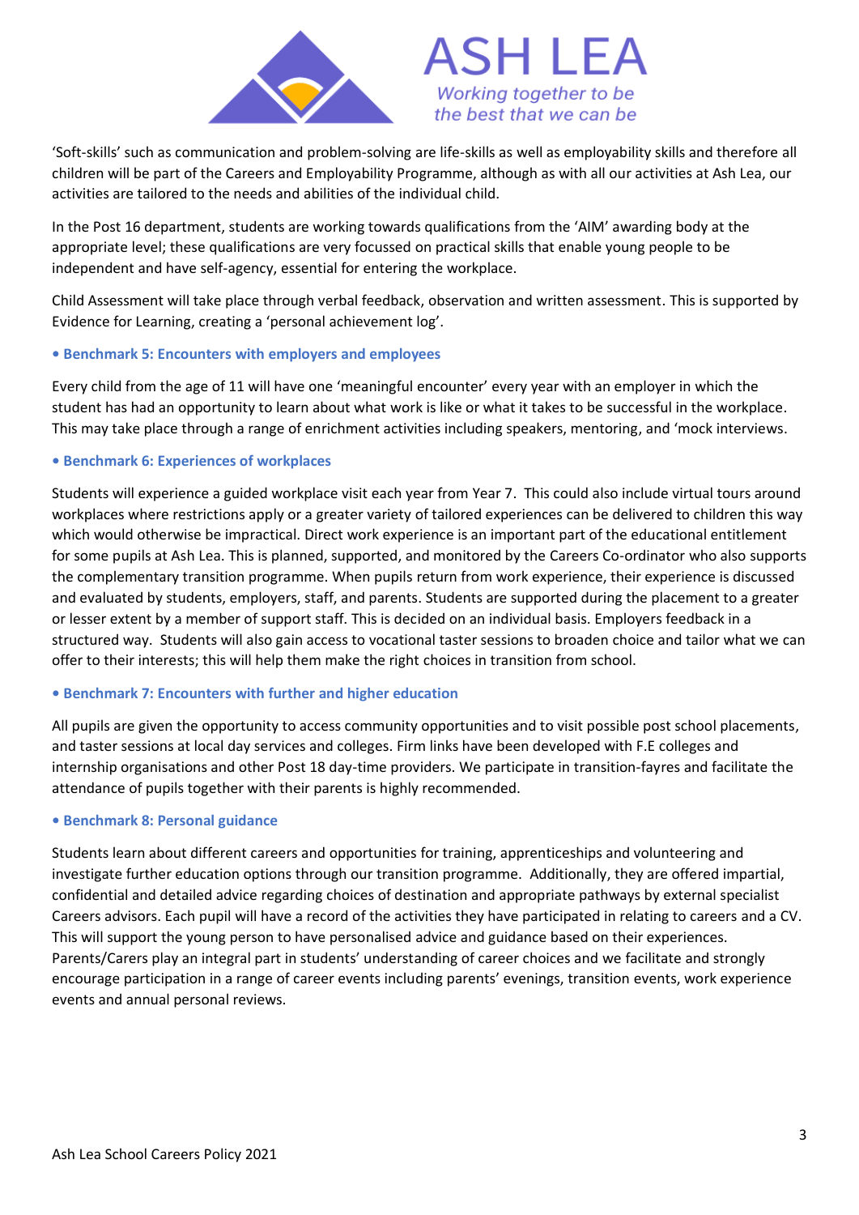'Soft-skills' such as communication and problem-solving are life-skills as well as employability skills and therefore all children will be part of the Careers and Employability Programme, although as with all our activities at Ash Lea, our activities are tailored to the needs and abilities of the individual child.

In the Post 16 department, students are working towards qualifications from the 'AIM' awarding body at the appropriate level; these qualifications are very focussed on practical skills that enable young people to be independent and have self-agency, essential for entering the workplace.

Child Assessment will take place through verbal feedback, observation and written assessment. This is supported by Evidence for Learning, creating a 'personal achievement log'.

**• Benchmark 5: Encounters with employers and employees**

Every child from the age of 11 will have one 'meaningful encounter' every year with an employer in which the student has had an opportunity to learn about what work is like or what it takes to be successful in the workplace. This may take place through a range of enrichment activities including speakers, mentoring, and 'mock interviews.

**• Benchmark 6: Experiences of workplaces**

Students will experience a guided workplace visit each year from Year 7. This could also include virtual tours around workplaces where restrictions apply or a greater variety of tailored experiences can be delivered to children this way which would otherwise be impractical. Direct work experience is an important part of the educational entitlement for some pupils at Ash Lea. This is planned, supported, and monitored by the Careers Co-ordinator who also supports the complementary transition programme. When pupils return from work experience, their experience is discussed and evaluated by students, employers, staff, and parents. Students are supported during the placement to a greater or lesser extent by a member of support staff. This is decided on an individual basis. Employers feedback in a structured way. Students will also gain access to vocational taster sessions to broaden choice and tailor what we can offer to their interests; this will help them make the right choices in transition from school.

**• Benchmark 7: Encounters with further and higher education**

All pupils are given the opportunity to access community opportunities and to visit possible post school placements, and taster sessions at local day services and colleges. Firm links have been developed with F.E colleges and internship organisations and other Post 18 day-time providers. We participate in transition-fayres and facilitate the attendance of pupils together with their parents is highly recommended.

**• Benchmark 8: Personal guidance**

Students learn about different careers and opportunities for training, apprenticeships and volunteering and investigate further education options through our transition programme. Additionally, they are offered impartial, confidential and detailed advice regarding choices of destination and appropriate pathways by external specialist Careers advisors. Each pupil will have a record of the activities they have participated in relating to careers and a CV. This will support the young person to have personalised advice and guidance based on their experiences. Parents/Carers play an integral part in students' understanding of career choices and we facilitate and strongly encourage participation in a range of career events including parents' evenings, transition events, work experience events and annual personal reviews.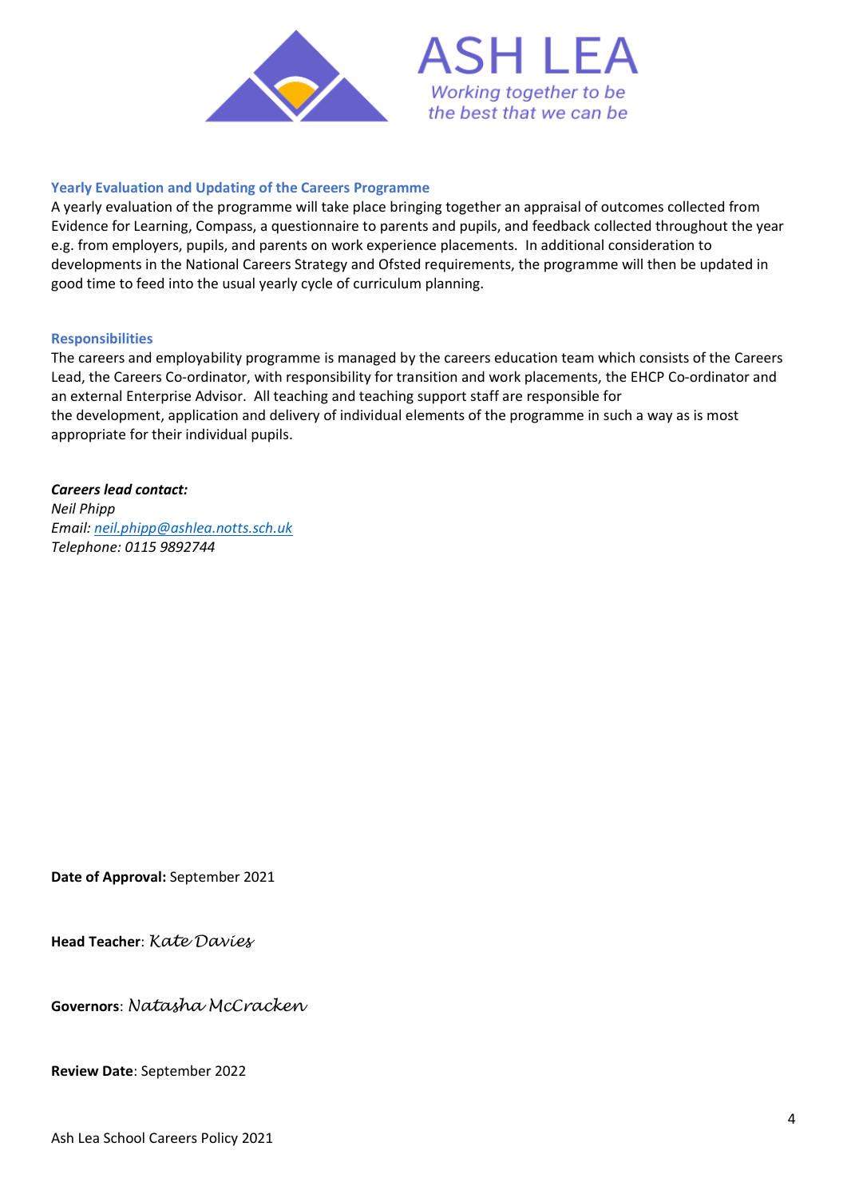## Yearly Evaluation and Updating of the Careers Programme

A yearly evaluation of the programme will take place bringing together an appraisal of outcomes collected from Evidence for Learning, Compass, a questionnaire to parents and pupils, and feedback collected throughout the year e.g. from employers, pupils, and parents on work experience placements. In additional consideration to developments in the National Careers Strategy and Ofsted requirements, the programme will then be updated in good time to feed into the usual yearly cycle of curriculum planning.

## Responsibilities

The careers and employability programme is managed by the careers education team which consists of the Careers Lead, the Careers Co-ordinator, with responsibility for transition and work placements, the EHCP Co-ordinator and an external Enterprise Advisor. All teaching and teaching support staff are responsible for the development, application and delivery of individual elements of the programme in such a way as is most appropriate for their individual pupils.

***Careers lead contact:***
*Neil Phipp*
*Email: neil.phipp@ashlea.notts.sch.uk*
*Telephone: 0115 9892744*

**Date of Approval:** September 2021

**Head Teacher**: Kate Davies

**Governors**: Natasha McCracken

**Review Date**: September 2022

Ash Lea School Careers Policy 2021